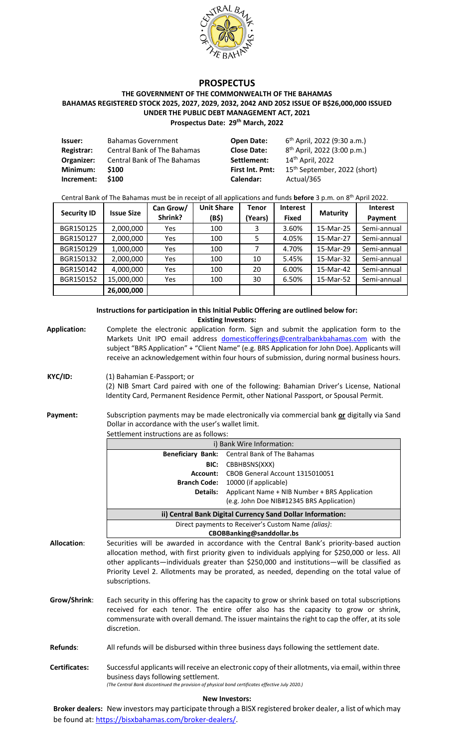# PROSPECTUS

## THE GOVERNMENT OF THE COMMONWEALTH OF THE BAHAMAS
## BAHAMAS REGISTERED STOCK 2025, 2027, 2029, 2032, 2042 AND 2052 ISSUE OF B$26,000,000 ISSUED UNDER THE PUBLIC DEBT MANAGEMENT ACT, 2021

**Prospectus Date: 29th March, 2022**

| | | | |
|---|---|---|---|
| **Issuer:** | Bahamas Government | **Open Date:** | 6th April, 2022 (9:30 a.m.) |
| **Registrar:** | Central Bank of The Bahamas | **Close Date:** | 8th April, 2022 (3:00 p.m.) |
| **Organizer:** | Central Bank of The Bahamas | **Settlement:** | 14th April, 2022 |
| **Minimum:** | **$100** | **First Int. Pmt:** | 15th September, 2022 (short) |
| **Increment:** | **$100** | **Calendar:** | Actual/365 |

Central Bank of The Bahamas must be in receipt of all applications and funds **before** 3 p.m. on 8th April 2022.

| Security ID | Issue Size | Can Grow/ Shrink? | Unit Share (B$) | Tenor (Years) | Interest Fixed | Maturity | Interest Payment |
|---|---|---|---|---|---|---|---|
| BGR150125 | 2,000,000 | Yes | 100 | 3 | 3.60% | 15-Mar-25 | Semi-annual |
| BGR150127 | 2,000,000 | Yes | 100 | 5 | 4.05% | 15-Mar-27 | Semi-annual |
| BGR150129 | 1,000,000 | Yes | 100 | 7 | 4.70% | 15-Mar-29 | Semi-annual |
| BGR150132 | 2,000,000 | Yes | 100 | 10 | 5.45% | 15-Mar-32 | Semi-annual |
| BGR150142 | 4,000,000 | Yes | 100 | 20 | 6.00% | 15-Mar-42 | Semi-annual |
| BGR150152 | 15,000,000 | Yes | 100 | 30 | 6.50% | 15-Mar-52 | Semi-annual |
| | **26,000,000** | | | | | | |

**Instructions for participation in this Initial Public Offering are outlined below for:**

**Existing Investors:**

**Application:** Complete the electronic application form. Sign and submit the application form to the Markets Unit IPO email address domesticofferings@centralbankbahamas.com with the subject "BRS Application" + "Client Name" (e.g. BRS Application for John Doe). Applicants will receive an acknowledgement within four hours of submission, during normal business hours.

**KYC/ID:** (1) Bahamian E-Passport; or
(2) NIB Smart Card paired with one of the following: Bahamian Driver's License, National Identity Card, Permanent Residence Permit, other National Passport, or Spousal Permit.

**Payment:** Subscription payments may be made electronically via commercial bank **or** digitally via Sand Dollar in accordance with the user's wallet limit.
Settlement instructions are as follows:

| i) Bank Wire Information: | |
|---|---|
| **Beneficiary Bank:** | Central Bank of The Bahamas |
| **BIC:** | CBBHBSNS(XXX) |
| **Account:** | CBOB General Account 1315010051 |
| **Branch Code:** | 10000 (if applicable) |
| **Details:** | Applicant Name + NIB Number + BRS Application (e.g. John Doe NIB#12345 BRS Application) |
| **ii) Central Bank Digital Currency Sand Dollar Information:** | |
| Direct payments to Receiver's Custom Name *(alias)*: **CBOBBanking@sanddollar.bs** | |

**Allocation:** Securities will be awarded in accordance with the Central Bank's priority-based auction allocation method, with first priority given to individuals applying for $250,000 or less. All other applicants—individuals greater than $250,000 and institutions—will be classified as Priority Level 2. Allotments may be prorated, as needed, depending on the total value of subscriptions.

**Grow/Shrink:** Each security in this offering has the capacity to grow or shrink based on total subscriptions received for each tenor. The entire offer also has the capacity to grow or shrink, commensurate with overall demand. The issuer maintains the right to cap the offer, at its sole discretion.

**Refunds:** All refunds will be disbursed within three business days following the settlement date.

**Certificates:** Successful applicants will receive an electronic copy of their allotments, via email, within three business days following settlement.
*(The Central Bank discontinued the provision of physical bond certificates effective July 2020.)*

**New Investors:**

**Broker dealers:** New investors may participate through a BISX registered broker dealer, a list of which may be found at: https://bisxbahamas.com/broker-dealers/.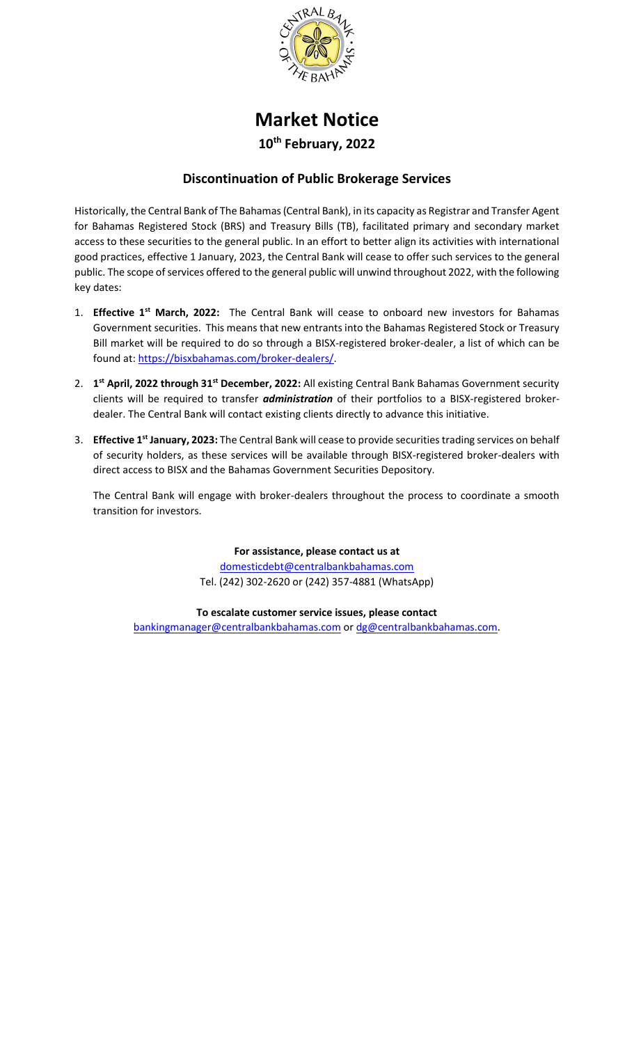# Market Notice

**10th February, 2022**

## Discontinuation of Public Brokerage Services

Historically, the Central Bank of The Bahamas (Central Bank), in its capacity as Registrar and Transfer Agent for Bahamas Registered Stock (BRS) and Treasury Bills (TB), facilitated primary and secondary market access to these securities to the general public. In an effort to better align its activities with international good practices, effective 1 January, 2023, the Central Bank will cease to offer such services to the general public. The scope of services offered to the general public will unwind throughout 2022, with the following key dates:

1. **Effective 1st March, 2022:** The Central Bank will cease to onboard new investors for Bahamas Government securities. This means that new entrants into the Bahamas Registered Stock or Treasury Bill market will be required to do so through a BISX-registered broker-dealer, a list of which can be found at: https://bisxbahamas.com/broker-dealers/.
2. **1st April, 2022 through 31st December, 2022:** All existing Central Bank Bahamas Government security clients will be required to transfer ***administration*** of their portfolios to a BISX-registered broker-dealer. The Central Bank will contact existing clients directly to advance this initiative.
3. **Effective 1st January, 2023:** The Central Bank will cease to provide securities trading services on behalf of security holders, as these services will be available through BISX-registered broker-dealers with direct access to BISX and the Bahamas Government Securities Depository.

   The Central Bank will engage with broker-dealers throughout the process to coordinate a smooth transition for investors.

**For assistance, please contact us at**

domesticdebt@centralbankbahamas.com

Tel. (242) 302-2620 or (242) 357-4881 (WhatsApp)

**To escalate customer service issues, please contact**

bankingmanager@centralbankbahamas.com or dg@centralbankbahamas.com.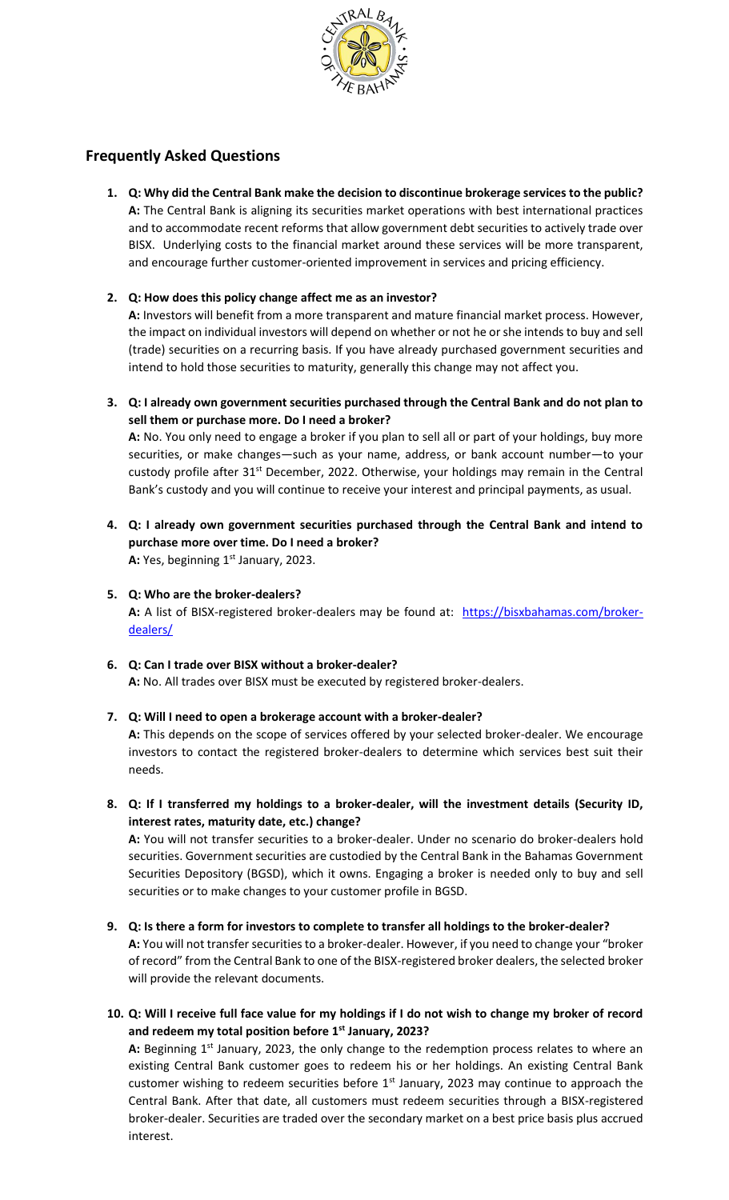## Frequently Asked Questions

1. **Q: Why did the Central Bank make the decision to discontinue brokerage services to the public?**
   **A:** The Central Bank is aligning its securities market operations with best international practices and to accommodate recent reforms that allow government debt securities to actively trade over BISX. Underlying costs to the financial market around these services will be more transparent, and encourage further customer-oriented improvement in services and pricing efficiency.

2. **Q: How does this policy change affect me as an investor?**
   **A:** Investors will benefit from a more transparent and mature financial market process. However, the impact on individual investors will depend on whether or not he or she intends to buy and sell (trade) securities on a recurring basis. If you have already purchased government securities and intend to hold those securities to maturity, generally this change may not affect you.

3. **Q: I already own government securities purchased through the Central Bank and do not plan to sell them or purchase more. Do I need a broker?**
   **A:** No. You only need to engage a broker if you plan to sell all or part of your holdings, buy more securities, or make changes—such as your name, address, or bank account number—to your custody profile after 31st December, 2022. Otherwise, your holdings may remain in the Central Bank's custody and you will continue to receive your interest and principal payments, as usual.

4. **Q: I already own government securities purchased through the Central Bank and intend to purchase more over time. Do I need a broker?**
   **A:** Yes, beginning 1st January, 2023.

5. **Q: Who are the broker-dealers?**
   **A:** A list of BISX-registered broker-dealers may be found at: [https://bisxbahamas.com/broker-dealers/](https://bisxbahamas.com/broker-dealers/)

6. **Q: Can I trade over BISX without a broker-dealer?**
   **A:** No. All trades over BISX must be executed by registered broker-dealers.

7. **Q: Will I need to open a brokerage account with a broker-dealer?**
   **A:** This depends on the scope of services offered by your selected broker-dealer. We encourage investors to contact the registered broker-dealers to determine which services best suit their needs.

8. **Q: If I transferred my holdings to a broker-dealer, will the investment details (Security ID, interest rates, maturity date, etc.) change?**
   **A:** You will not transfer securities to a broker-dealer. Under no scenario do broker-dealers hold securities. Government securities are custodied by the Central Bank in the Bahamas Government Securities Depository (BGSD), which it owns. Engaging a broker is needed only to buy and sell securities or to make changes to your customer profile in BGSD.

9. **Q: Is there a form for investors to complete to transfer all holdings to the broker-dealer?**
   **A:** You will not transfer securities to a broker-dealer. However, if you need to change your "broker of record" from the Central Bank to one of the BISX-registered broker dealers, the selected broker will provide the relevant documents.

10. **Q: Will I receive full face value for my holdings if I do not wish to change my broker of record and redeem my total position before 1st January, 2023?**
    **A:** Beginning 1st January, 2023, the only change to the redemption process relates to where an existing Central Bank customer goes to redeem his or her holdings. An existing Central Bank customer wishing to redeem securities before 1st January, 2023 may continue to approach the Central Bank. After that date, all customers must redeem securities through a BISX-registered broker-dealer. Securities are traded over the secondary market on a best price basis plus accrued interest.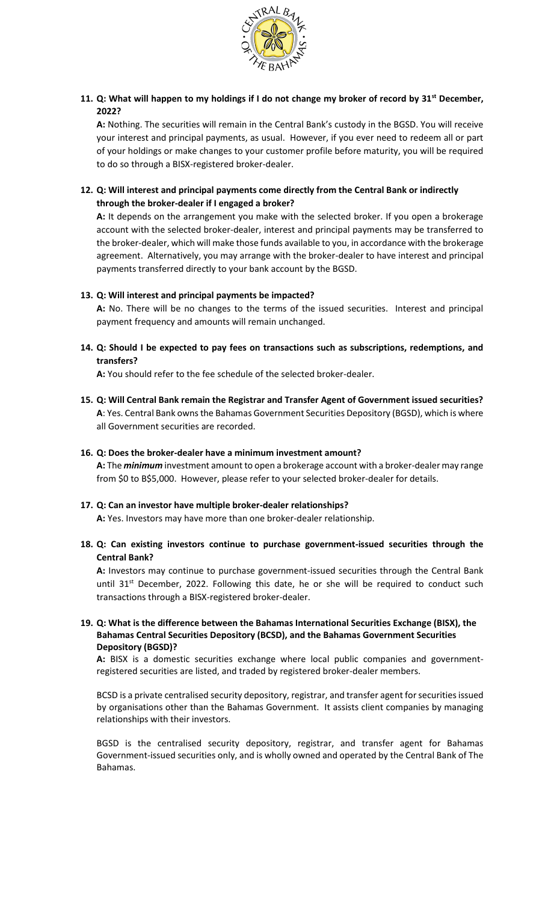**11. Q: What will happen to my holdings if I do not change my broker of record by 31st December, 2022?**

**A:** Nothing. The securities will remain in the Central Bank's custody in the BGSD. You will receive your interest and principal payments, as usual. However, if you ever need to redeem all or part of your holdings or make changes to your customer profile before maturity, you will be required to do so through a BISX-registered broker-dealer.

**12. Q: Will interest and principal payments come directly from the Central Bank or indirectly through the broker-dealer if I engaged a broker?**

**A:** It depends on the arrangement you make with the selected broker. If you open a brokerage account with the selected broker-dealer, interest and principal payments may be transferred to the broker-dealer, which will make those funds available to you, in accordance with the brokerage agreement. Alternatively, you may arrange with the broker-dealer to have interest and principal payments transferred directly to your bank account by the BGSD.

**13. Q: Will interest and principal payments be impacted?**

**A:** No. There will be no changes to the terms of the issued securities. Interest and principal payment frequency and amounts will remain unchanged.

**14. Q: Should I be expected to pay fees on transactions such as subscriptions, redemptions, and transfers?**

**A:** You should refer to the fee schedule of the selected broker-dealer.

**15. Q: Will Central Bank remain the Registrar and Transfer Agent of Government issued securities?**

**A**: Yes. Central Bank owns the Bahamas Government Securities Depository (BGSD), which is where all Government securities are recorded.

**16. Q: Does the broker-dealer have a minimum investment amount?**

**A:** The ***minimum*** investment amount to open a brokerage account with a broker-dealer may range from \$0 to B\$5,000. However, please refer to your selected broker-dealer for details.

**17. Q: Can an investor have multiple broker-dealer relationships?**

**A:** Yes. Investors may have more than one broker-dealer relationship.

**18. Q: Can existing investors continue to purchase government-issued securities through the Central Bank?**

**A:** Investors may continue to purchase government-issued securities through the Central Bank until 31st December, 2022. Following this date, he or she will be required to conduct such transactions through a BISX-registered broker-dealer.

**19. Q: What is the difference between the Bahamas International Securities Exchange (BISX), the Bahamas Central Securities Depository (BCSD), and the Bahamas Government Securities Depository (BGSD)?**

**A:** BISX is a domestic securities exchange where local public companies and government-registered securities are listed, and traded by registered broker-dealer members.

BCSD is a private centralised security depository, registrar, and transfer agent for securities issued by organisations other than the Bahamas Government. It assists client companies by managing relationships with their investors.

BGSD is the centralised security depository, registrar, and transfer agent for Bahamas Government-issued securities only, and is wholly owned and operated by the Central Bank of The Bahamas.